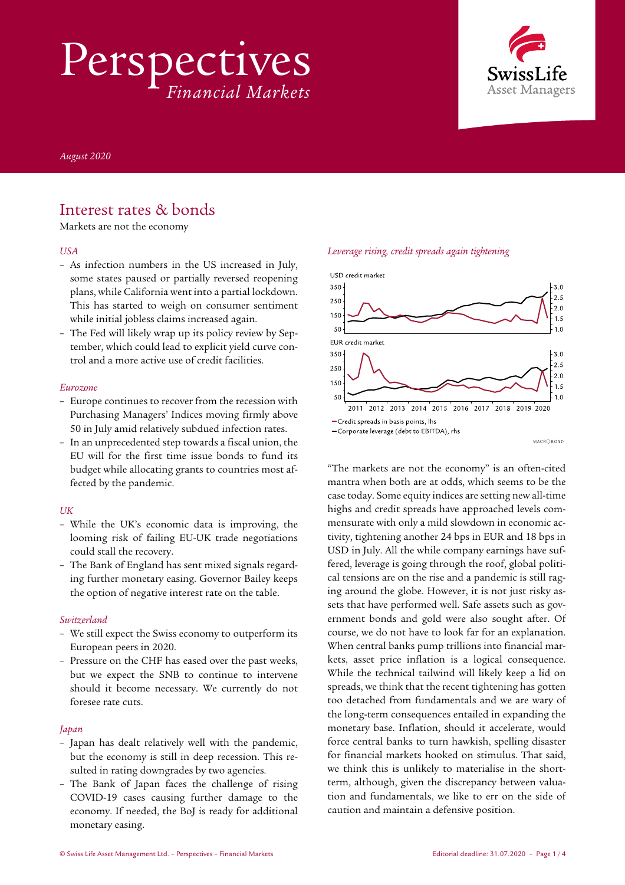# Perspectives
*Financial Markets*

*August 2020*

## Interest rates & bonds

Markets are not the economy

### *USA*

- As infection numbers in the US increased in July, some states paused or partially reversed reopening plans, while California went into a partial lockdown. This has started to weigh on consumer sentiment while initial jobless claims increased again.
- The Fed will likely wrap up its policy review by September, which could lead to explicit yield curve control and a more active use of credit facilities.

### *Eurozone*

- Europe continues to recover from the recession with Purchasing Managers' Indices moving firmly above 50 in July amid relatively subdued infection rates.
- In an unprecedented step towards a fiscal union, the EU will for the first time issue bonds to fund its budget while allocating grants to countries most affected by the pandemic.

### *UK*

- While the UK's economic data is improving, the looming risk of failing EU-UK trade negotiations could stall the recovery.
- The Bank of England has sent mixed signals regarding further monetary easing. Governor Bailey keeps the option of negative interest rate on the table.

### *Switzerland*

- We still expect the Swiss economy to outperform its European peers in 2020.
- Pressure on the CHF has eased over the past weeks, but we expect the SNB to continue to intervene should it become necessary. We currently do not foresee rate cuts.

### *Japan*

- Japan has dealt relatively well with the pandemic, but the economy is still in deep recession. This resulted in rating downgrades by two agencies.
- The Bank of Japan faces the challenge of rising COVID-19 cases causing further damage to the economy. If needed, the BoJ is ready for additional monetary easing.

*Leverage rising, credit spreads again tightening*

USD credit market / EUR credit market
– Credit spreads in basis points, lhs
– Corporate leverage (debt to EBITDA), rhs

MACROBOND

"The markets are not the economy" is an often-cited mantra when both are at odds, which seems to be the case today. Some equity indices are setting new all-time highs and credit spreads have approached levels commensurate with only a mild slowdown in economic activity, tightening another 24 bps in EUR and 18 bps in USD in July. All the while company earnings have suffered, leverage is going through the roof, global political tensions are on the rise and a pandemic is still raging around the globe. However, it is not just risky assets that have performed well. Safe assets such as government bonds and gold were also sought after. Of course, we do not have to look far for an explanation. When central banks pump trillions into financial markets, asset price inflation is a logical consequence. While the technical tailwind will likely keep a lid on spreads, we think that the recent tightening has gotten too detached from fundamentals and we are wary of the long-term consequences entailed in expanding the monetary base. Inflation, should it accelerate, would force central banks to turn hawkish, spelling disaster for financial markets hooked on stimulus. That said, we think this is unlikely to materialise in the short-term, although, given the discrepancy between valuation and fundamentals, we like to err on the side of caution and maintain a defensive position.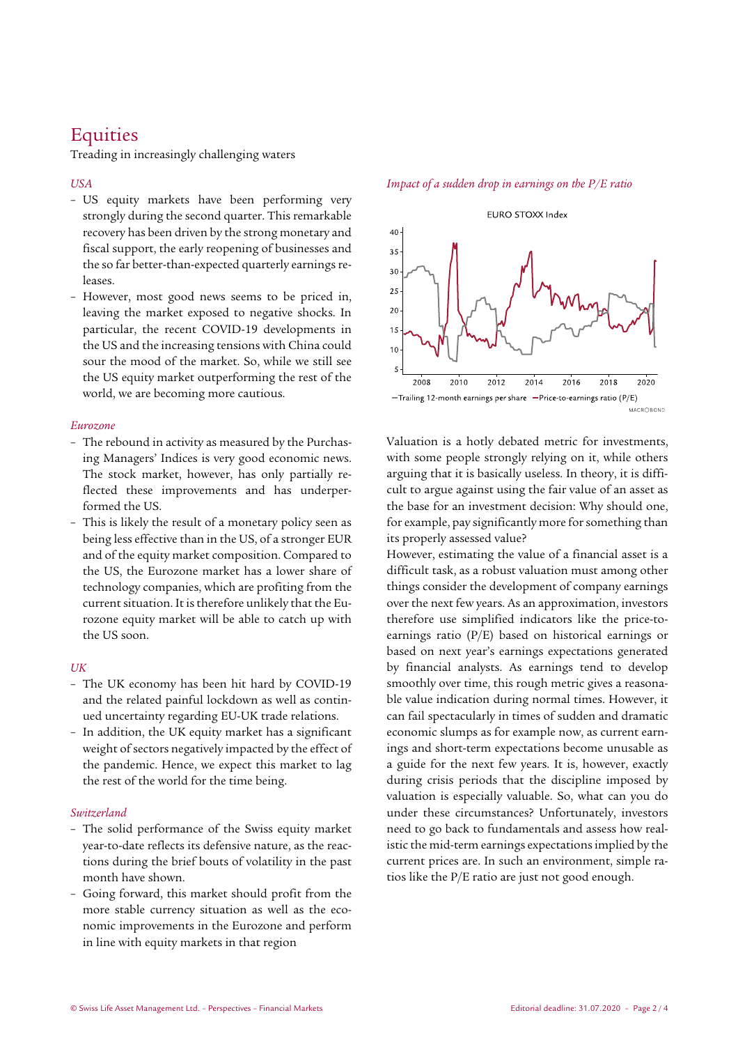# Equities

Treading in increasingly challenging waters

*USA*

- US equity markets have been performing very strongly during the second quarter. This remarkable recovery has been driven by the strong monetary and fiscal support, the early reopening of businesses and the so far better-than-expected quarterly earnings releases.
- However, most good news seems to be priced in, leaving the market exposed to negative shocks. In particular, the recent COVID-19 developments in the US and the increasing tensions with China could sour the mood of the market. So, while we still see the US equity market outperforming the rest of the world, we are becoming more cautious.

*Eurozone*

- The rebound in activity as measured by the Purchasing Managers' Indices is very good economic news. The stock market, however, has only partially reflected these improvements and has underperformed the US.
- This is likely the result of a monetary policy seen as being less effective than in the US, of a stronger EUR and of the equity market composition. Compared to the US, the Eurozone market has a lower share of technology companies, which are profiting from the current situation. It is therefore unlikely that the Eurozone equity market will be able to catch up with the US soon.

*UK*

- The UK economy has been hit hard by COVID-19 and the related painful lockdown as well as continued uncertainty regarding EU-UK trade relations.
- In addition, the UK equity market has a significant weight of sectors negatively impacted by the effect of the pandemic. Hence, we expect this market to lag the rest of the world for the time being.

*Switzerland*

- The solid performance of the Swiss equity market year-to-date reflects its defensive nature, as the reactions during the brief bouts of volatility in the past month have shown.
- Going forward, this market should profit from the more stable currency situation as well as the economic improvements in the Eurozone and perform in line with equity markets in that region

*Impact of a sudden drop in earnings on the P/E ratio*

EURO STOXX Index

— Trailing 12-month earnings per share — Price-to-earnings ratio (P/E)

Valuation is a hotly debated metric for investments, with some people strongly relying on it, while others arguing that it is basically useless. In theory, it is difficult to argue against using the fair value of an asset as the base for an investment decision: Why should one, for example, pay significantly more for something than its properly assessed value?

However, estimating the value of a financial asset is a difficult task, as a robust valuation must among other things consider the development of company earnings over the next few years. As an approximation, investors therefore use simplified indicators like the price-to-earnings ratio (P/E) based on historical earnings or based on next year's earnings expectations generated by financial analysts. As earnings tend to develop smoothly over time, this rough metric gives a reasonable value indication during normal times. However, it can fail spectacularly in times of sudden and dramatic economic slumps as for example now, as current earnings and short-term expectations become unusable as a guide for the next few years. It is, however, exactly during crisis periods that the discipline imposed by valuation is especially valuable. So, what can you do under these circumstances? Unfortunately, investors need to go back to fundamentals and assess how realistic the mid-term earnings expectations implied by the current prices are. In such an environment, simple ratios like the P/E ratio are just not good enough.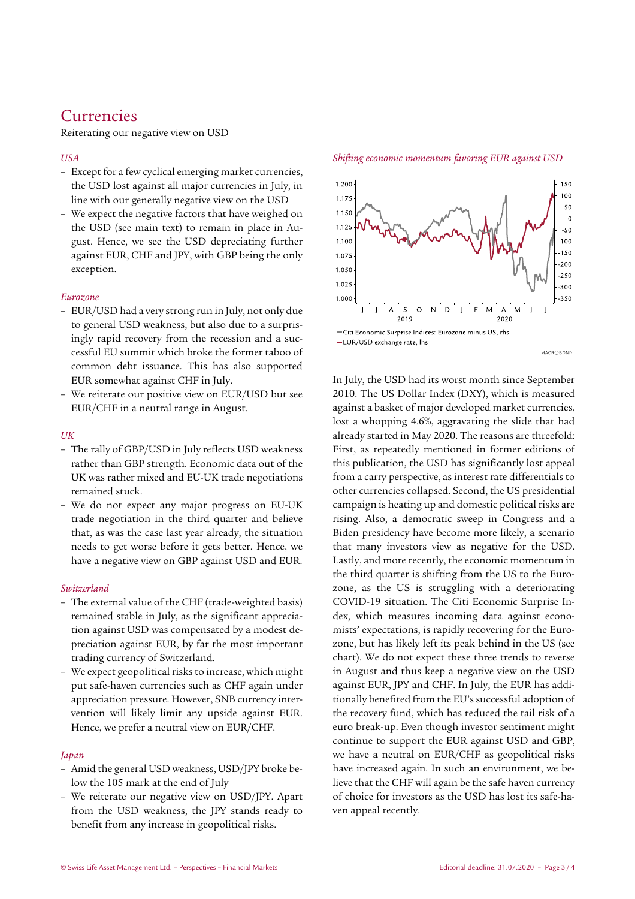# Currencies

Reiterating our negative view on USD

*USA*

- Except for a few cyclical emerging market currencies, the USD lost against all major currencies in July, in line with our generally negative view on the USD
- We expect the negative factors that have weighed on the USD (see main text) to remain in place in August. Hence, we see the USD depreciating further against EUR, CHF and JPY, with GBP being the only exception.

*Eurozone*

- EUR/USD had a very strong run in July, not only due to general USD weakness, but also due to a surprisingly rapid recovery from the recession and a successful EU summit which broke the former taboo of common debt issuance. This has also supported EUR somewhat against CHF in July.
- We reiterate our positive view on EUR/USD but see EUR/CHF in a neutral range in August.

*UK*

- The rally of GBP/USD in July reflects USD weakness rather than GBP strength. Economic data out of the UK was rather mixed and EU-UK trade negotiations remained stuck.
- We do not expect any major progress on EU-UK trade negotiation in the third quarter and believe that, as was the case last year already, the situation needs to get worse before it gets better. Hence, we have a negative view on GBP against USD and EUR.

*Switzerland*

- The external value of the CHF (trade-weighted basis) remained stable in July, as the significant appreciation against USD was compensated by a modest depreciation against EUR, by far the most important trading currency of Switzerland.
- We expect geopolitical risks to increase, which might put safe-haven currencies such as CHF again under appreciation pressure. However, SNB currency intervention will likely limit any upside against EUR. Hence, we prefer a neutral view on EUR/CHF.

*Japan*

- Amid the general USD weakness, USD/JPY broke below the 105 mark at the end of July
- We reiterate our negative view on USD/JPY. Apart from the USD weakness, the JPY stands ready to benefit from any increase in geopolitical risks.

*Shifting economic momentum favoring EUR against USD*

– Citi Economic Surprise Indices: Eurozone minus US, rhs
– EUR/USD exchange rate, lhs

In July, the USD had its worst month since September 2010. The US Dollar Index (DXY), which is measured against a basket of major developed market currencies, lost a whopping 4.6%, aggravating the slide that had already started in May 2020. The reasons are threefold: First, as repeatedly mentioned in former editions of this publication, the USD has significantly lost appeal from a carry perspective, as interest rate differentials to other currencies collapsed. Second, the US presidential campaign is heating up and domestic political risks are rising. Also, a democratic sweep in Congress and a Biden presidency have become more likely, a scenario that many investors view as negative for the USD. Lastly, and more recently, the economic momentum in the third quarter is shifting from the US to the Eurozone, as the US is struggling with a deteriorating COVID-19 situation. The Citi Economic Surprise Index, which measures incoming data against economists' expectations, is rapidly recovering for the Eurozone, but has likely left its peak behind in the US (see chart). We do not expect these three trends to reverse in August and thus keep a negative view on the USD against EUR, JPY and CHF. In July, the EUR has additionally benefited from the EU's successful adoption of the recovery fund, which has reduced the tail risk of a euro break-up. Even though investor sentiment might continue to support the EUR against USD and GBP, we have a neutral on EUR/CHF as geopolitical risks have increased again. In such an environment, we believe that the CHF will again be the safe haven currency of choice for investors as the USD has lost its safe-haven appeal recently.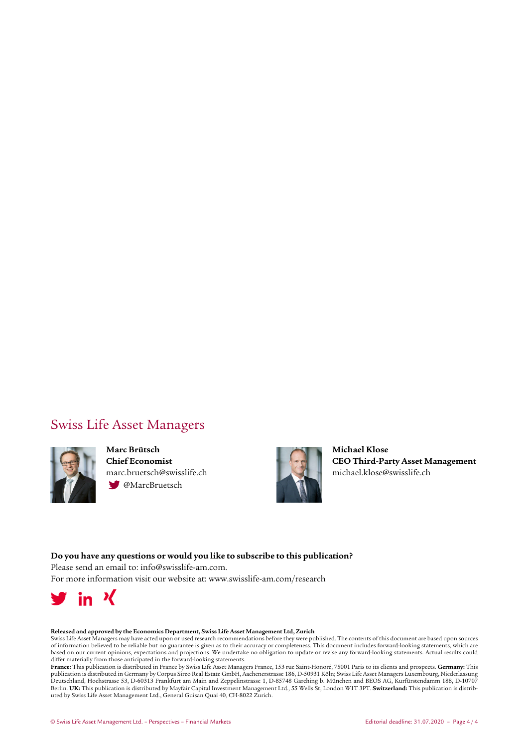## Swiss Life Asset Managers

**Marc Brütsch**
**Chief Economist**
marc.bruetsch@swisslife.ch
@MarcBruetsch

**Michael Klose**
**CEO Third-Party Asset Management**
michael.klose@swisslife.ch

**Do you have any questions or would you like to subscribe to this publication?**
Please send an email to: info@swisslife-am.com.
For more information visit our website at: www.swisslife-am.com/research

**Released and approved by the Economics Department, Swiss Life Asset Management Ltd, Zurich**
Swiss Life Asset Managers may have acted upon or used research recommendations before they were published. The contents of this document are based upon sources of information believed to be reliable but no guarantee is given as to their accuracy or completeness. This document includes forward-looking statements, which are based on our current opinions, expectations and projections. We undertake no obligation to update or revise any forward-looking statements. Actual results could differ materially from those anticipated in the forward-looking statements.
**France:** This publication is distributed in France by Swiss Life Asset Managers France, 153 rue Saint-Honoré, 75001 Paris to its clients and prospects. **Germany:** This publication is distributed in Germany by Corpus Sireo Real Estate GmbH, Aachenerstrasse 186, D-50931 Köln; Swiss Life Asset Managers Luxembourg, Niederlassung Deutschland, Hochstrasse 53, D-60313 Frankfurt am Main and Zeppelinstrasse 1, D-85748 Garching b. München and BEOS AG, Kurfürstendamm 188, D-10707 Berlin. **UK:** This publication is distributed by Mayfair Capital Investment Management Ltd., 55 Wells St, London W1T 3PT. **Switzerland:** This publication is distributed by Swiss Life Asset Management Ltd., General Guisan Quai 40, CH-8022 Zurich.